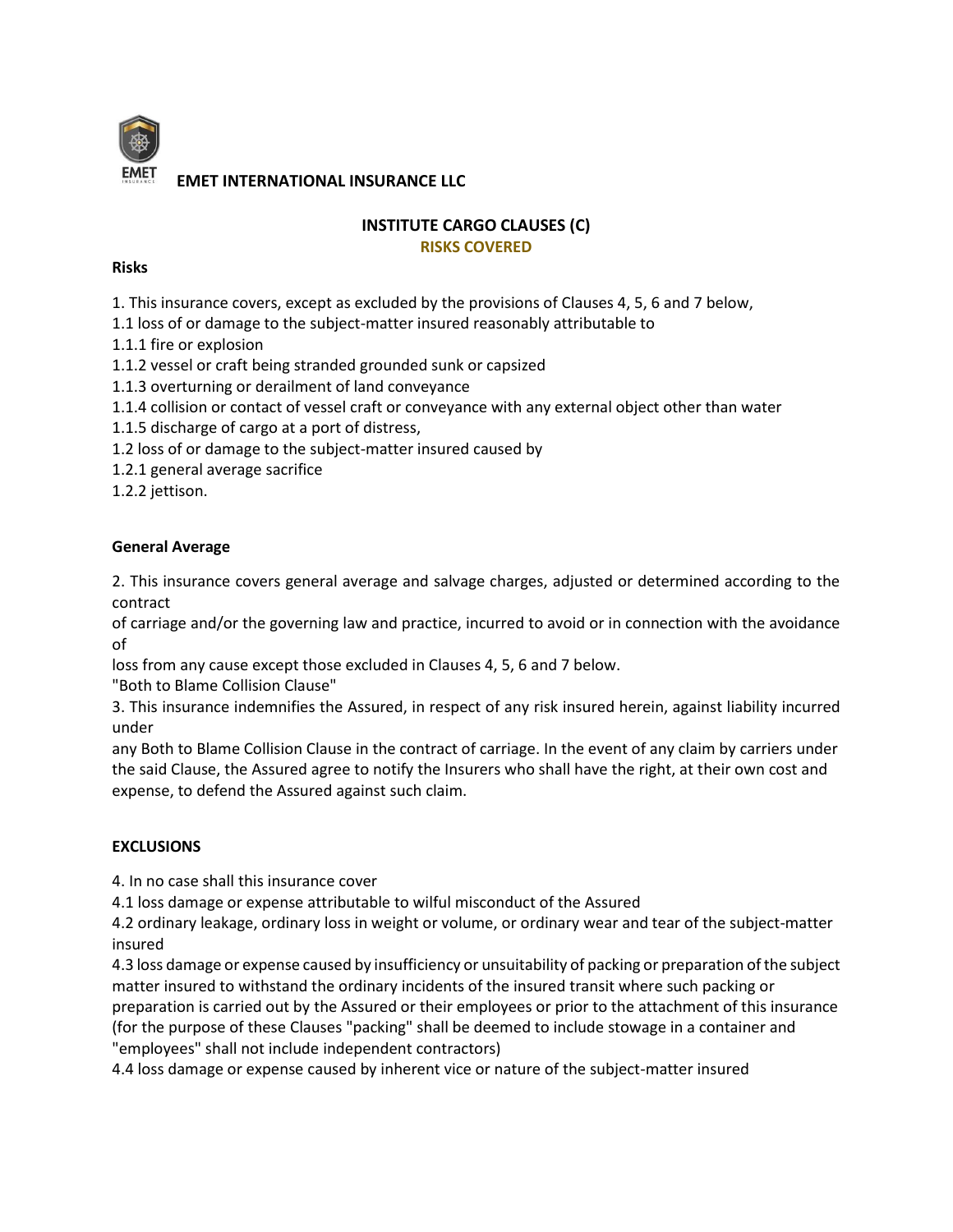**EMET INTERNATIONAL INSURANCE LLC**

# INSTITUTE CARGO CLAUSES (C)

## RISKS COVERED

### Risks

1. This insurance covers, except as excluded by the provisions of Clauses 4, 5, 6 and 7 below,
1.1 loss of or damage to the subject-matter insured reasonably attributable to
1.1.1 fire or explosion
1.1.2 vessel or craft being stranded grounded sunk or capsized
1.1.3 overturning or derailment of land conveyance
1.1.4 collision or contact of vessel craft or conveyance with any external object other than water
1.1.5 discharge of cargo at a port of distress,
1.2 loss of or damage to the subject-matter insured caused by
1.2.1 general average sacrifice
1.2.2 jettison.

### General Average

2. This insurance covers general average and salvage charges, adjusted or determined according to the contract of carriage and/or the governing law and practice, incurred to avoid or in connection with the avoidance of loss from any cause except those excluded in Clauses 4, 5, 6 and 7 below.

"Both to Blame Collision Clause"

3. This insurance indemnifies the Assured, in respect of any risk insured herein, against liability incurred under any Both to Blame Collision Clause in the contract of carriage. In the event of any claim by carriers under the said Clause, the Assured agree to notify the Insurers who shall have the right, at their own cost and expense, to defend the Assured against such claim.

### EXCLUSIONS

4. In no case shall this insurance cover
4.1 loss damage or expense attributable to wilful misconduct of the Assured
4.2 ordinary leakage, ordinary loss in weight or volume, or ordinary wear and tear of the subject-matter insured
4.3 loss damage or expense caused by insufficiency or unsuitability of packing or preparation of the subject matter insured to withstand the ordinary incidents of the insured transit where such packing or preparation is carried out by the Assured or their employees or prior to the attachment of this insurance (for the purpose of these Clauses "packing" shall be deemed to include stowage in a container and "employees" shall not include independent contractors)
4.4 loss damage or expense caused by inherent vice or nature of the subject-matter insured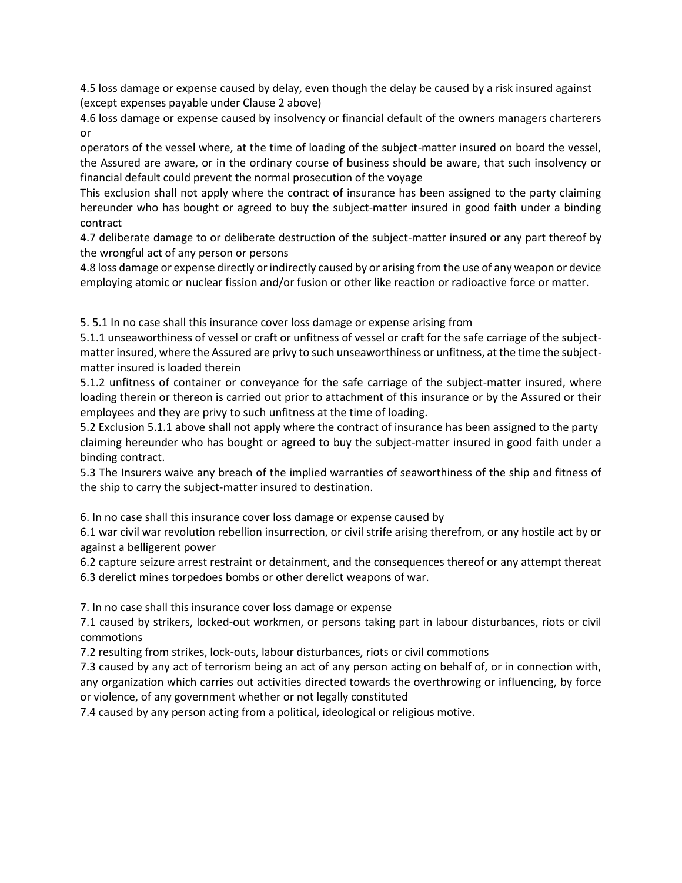4.5 loss damage or expense caused by delay, even though the delay be caused by a risk insured against (except expenses payable under Clause 2 above)

4.6 loss damage or expense caused by insolvency or financial default of the owners managers charterers or

operators of the vessel where, at the time of loading of the subject-matter insured on board the vessel, the Assured are aware, or in the ordinary course of business should be aware, that such insolvency or financial default could prevent the normal prosecution of the voyage

This exclusion shall not apply where the contract of insurance has been assigned to the party claiming hereunder who has bought or agreed to buy the subject-matter insured in good faith under a binding contract

4.7 deliberate damage to or deliberate destruction of the subject-matter insured or any part thereof by the wrongful act of any person or persons

4.8 loss damage or expense directly or indirectly caused by or arising from the use of any weapon or device employing atomic or nuclear fission and/or fusion or other like reaction or radioactive force or matter.

5. 5.1 In no case shall this insurance cover loss damage or expense arising from

5.1.1 unseaworthiness of vessel or craft or unfitness of vessel or craft for the safe carriage of the subject-matter insured, where the Assured are privy to such unseaworthiness or unfitness, at the time the subject-matter insured is loaded therein

5.1.2 unfitness of container or conveyance for the safe carriage of the subject-matter insured, where loading therein or thereon is carried out prior to attachment of this insurance or by the Assured or their employees and they are privy to such unfitness at the time of loading.

5.2 Exclusion 5.1.1 above shall not apply where the contract of insurance has been assigned to the party claiming hereunder who has bought or agreed to buy the subject-matter insured in good faith under a binding contract.

5.3 The Insurers waive any breach of the implied warranties of seaworthiness of the ship and fitness of the ship to carry the subject-matter insured to destination.

6. In no case shall this insurance cover loss damage or expense caused by

6.1 war civil war revolution rebellion insurrection, or civil strife arising therefrom, or any hostile act by or against a belligerent power

6.2 capture seizure arrest restraint or detainment, and the consequences thereof or any attempt thereat

6.3 derelict mines torpedoes bombs or other derelict weapons of war.

7. In no case shall this insurance cover loss damage or expense

7.1 caused by strikers, locked-out workmen, or persons taking part in labour disturbances, riots or civil commotions

7.2 resulting from strikes, lock-outs, labour disturbances, riots or civil commotions

7.3 caused by any act of terrorism being an act of any person acting on behalf of, or in connection with, any organization which carries out activities directed towards the overthrowing or influencing, by force or violence, of any government whether or not legally constituted

7.4 caused by any person acting from a political, ideological or religious motive.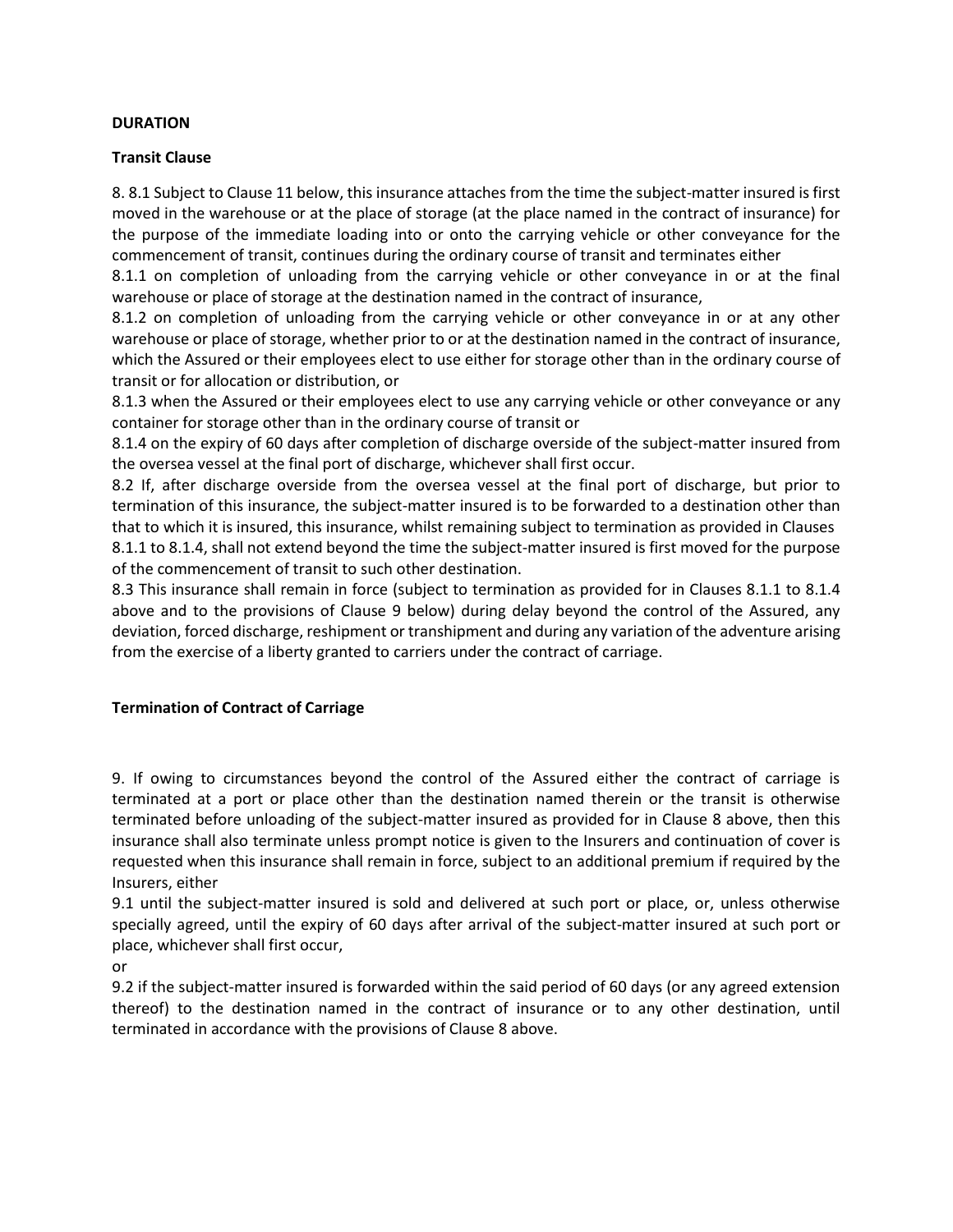**DURATION**

**Transit Clause**

8. 8.1 Subject to Clause 11 below, this insurance attaches from the time the subject-matter insured is first moved in the warehouse or at the place of storage (at the place named in the contract of insurance) for the purpose of the immediate loading into or onto the carrying vehicle or other conveyance for the commencement of transit, continues during the ordinary course of transit and terminates either

8.1.1 on completion of unloading from the carrying vehicle or other conveyance in or at the final warehouse or place of storage at the destination named in the contract of insurance,

8.1.2 on completion of unloading from the carrying vehicle or other conveyance in or at any other warehouse or place of storage, whether prior to or at the destination named in the contract of insurance, which the Assured or their employees elect to use either for storage other than in the ordinary course of transit or for allocation or distribution, or

8.1.3 when the Assured or their employees elect to use any carrying vehicle or other conveyance or any container for storage other than in the ordinary course of transit or

8.1.4 on the expiry of 60 days after completion of discharge overside of the subject-matter insured from the oversea vessel at the final port of discharge, whichever shall first occur.

8.2 If, after discharge overside from the oversea vessel at the final port of discharge, but prior to termination of this insurance, the subject-matter insured is to be forwarded to a destination other than that to which it is insured, this insurance, whilst remaining subject to termination as provided in Clauses 8.1.1 to 8.1.4, shall not extend beyond the time the subject-matter insured is first moved for the purpose of the commencement of transit to such other destination.

8.3 This insurance shall remain in force (subject to termination as provided for in Clauses 8.1.1 to 8.1.4 above and to the provisions of Clause 9 below) during delay beyond the control of the Assured, any deviation, forced discharge, reshipment or transhipment and during any variation of the adventure arising from the exercise of a liberty granted to carriers under the contract of carriage.

**Termination of Contract of Carriage**

9. If owing to circumstances beyond the control of the Assured either the contract of carriage is terminated at a port or place other than the destination named therein or the transit is otherwise terminated before unloading of the subject-matter insured as provided for in Clause 8 above, then this insurance shall also terminate unless prompt notice is given to the Insurers and continuation of cover is requested when this insurance shall remain in force, subject to an additional premium if required by the Insurers, either

9.1 until the subject-matter insured is sold and delivered at such port or place, or, unless otherwise specially agreed, until the expiry of 60 days after arrival of the subject-matter insured at such port or place, whichever shall first occur,

or

9.2 if the subject-matter insured is forwarded within the said period of 60 days (or any agreed extension thereof) to the destination named in the contract of insurance or to any other destination, until terminated in accordance with the provisions of Clause 8 above.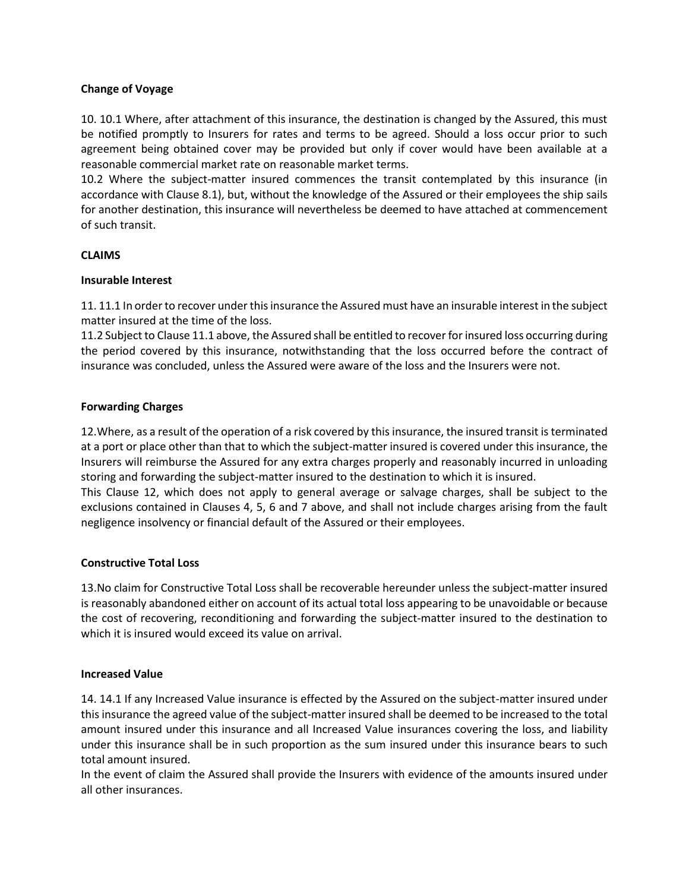**Change of Voyage**

10. 10.1 Where, after attachment of this insurance, the destination is changed by the Assured, this must be notified promptly to Insurers for rates and terms to be agreed. Should a loss occur prior to such agreement being obtained cover may be provided but only if cover would have been available at a reasonable commercial market rate on reasonable market terms.

10.2 Where the subject-matter insured commences the transit contemplated by this insurance (in accordance with Clause 8.1), but, without the knowledge of the Assured or their employees the ship sails for another destination, this insurance will nevertheless be deemed to have attached at commencement of such transit.

**CLAIMS**

**Insurable Interest**

11. 11.1 In order to recover under this insurance the Assured must have an insurable interest in the subject matter insured at the time of the loss.

11.2 Subject to Clause 11.1 above, the Assured shall be entitled to recover for insured loss occurring during the period covered by this insurance, notwithstanding that the loss occurred before the contract of insurance was concluded, unless the Assured were aware of the loss and the Insurers were not.

**Forwarding Charges**

12.Where, as a result of the operation of a risk covered by this insurance, the insured transit is terminated at a port or place other than that to which the subject-matter insured is covered under this insurance, the Insurers will reimburse the Assured for any extra charges properly and reasonably incurred in unloading storing and forwarding the subject-matter insured to the destination to which it is insured.

This Clause 12, which does not apply to general average or salvage charges, shall be subject to the exclusions contained in Clauses 4, 5, 6 and 7 above, and shall not include charges arising from the fault negligence insolvency or financial default of the Assured or their employees.

**Constructive Total Loss**

13.No claim for Constructive Total Loss shall be recoverable hereunder unless the subject-matter insured is reasonably abandoned either on account of its actual total loss appearing to be unavoidable or because the cost of recovering, reconditioning and forwarding the subject-matter insured to the destination to which it is insured would exceed its value on arrival.

**Increased Value**

14. 14.1 If any Increased Value insurance is effected by the Assured on the subject-matter insured under this insurance the agreed value of the subject-matter insured shall be deemed to be increased to the total amount insured under this insurance and all Increased Value insurances covering the loss, and liability under this insurance shall be in such proportion as the sum insured under this insurance bears to such total amount insured.

In the event of claim the Assured shall provide the Insurers with evidence of the amounts insured under all other insurances.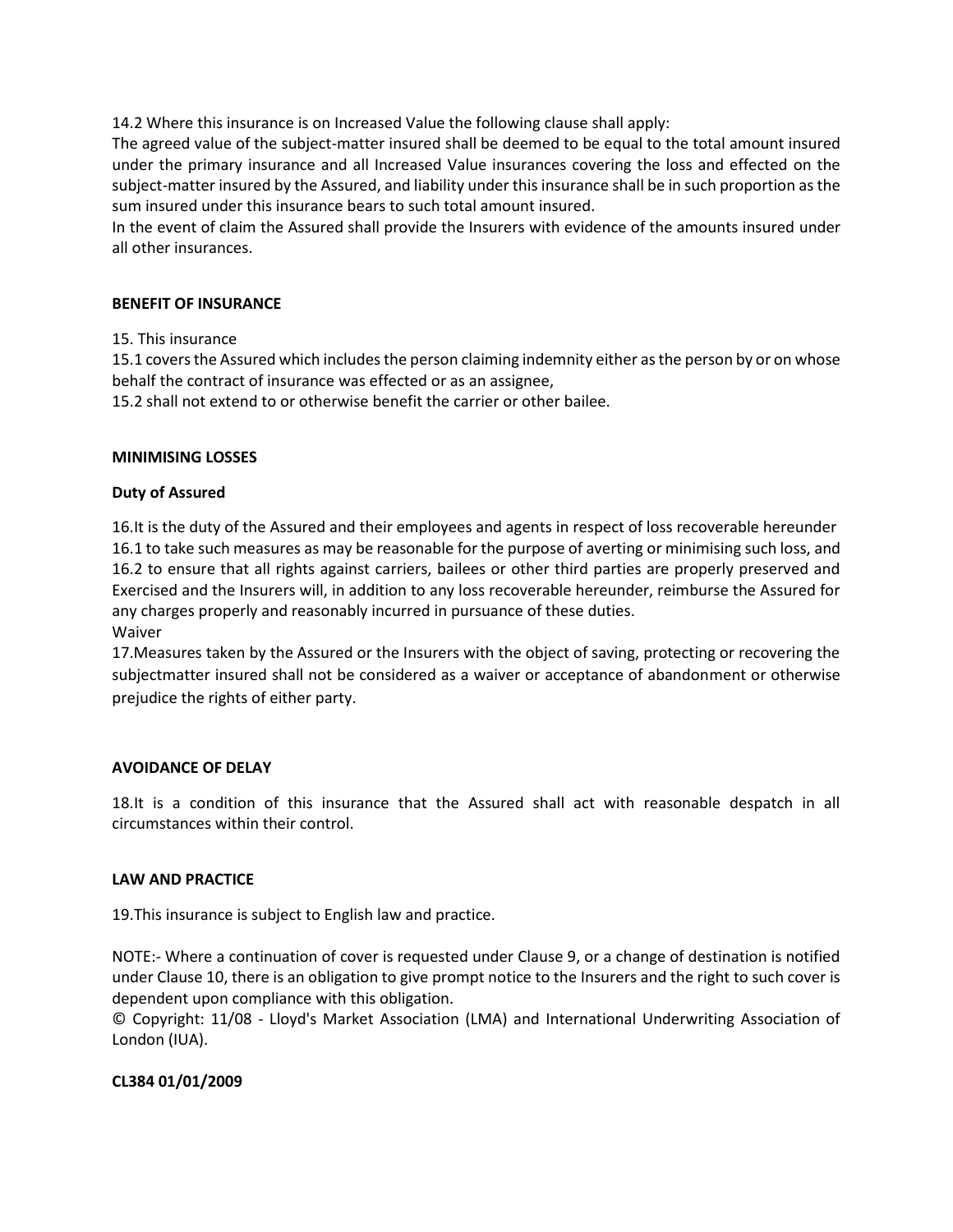14.2 Where this insurance is on Increased Value the following clause shall apply:
The agreed value of the subject-matter insured shall be deemed to be equal to the total amount insured under the primary insurance and all Increased Value insurances covering the loss and effected on the subject-matter insured by the Assured, and liability under this insurance shall be in such proportion as the sum insured under this insurance bears to such total amount insured.
In the event of claim the Assured shall provide the Insurers with evidence of the amounts insured under all other insurances.

**BENEFIT OF INSURANCE**

15. This insurance
15.1 covers the Assured which includes the person claiming indemnity either as the person by or on whose behalf the contract of insurance was effected or as an assignee,
15.2 shall not extend to or otherwise benefit the carrier or other bailee.

**MINIMISING LOSSES**

**Duty of Assured**

16.It is the duty of the Assured and their employees and agents in respect of loss recoverable hereunder
16.1 to take such measures as may be reasonable for the purpose of averting or minimising such loss, and
16.2 to ensure that all rights against carriers, bailees or other third parties are properly preserved and Exercised and the Insurers will, in addition to any loss recoverable hereunder, reimburse the Assured for any charges properly and reasonably incurred in pursuance of these duties.
Waiver
17.Measures taken by the Assured or the Insurers with the object of saving, protecting or recovering the subjectmatter insured shall not be considered as a waiver or acceptance of abandonment or otherwise prejudice the rights of either party.

**AVOIDANCE OF DELAY**

18.It is a condition of this insurance that the Assured shall act with reasonable despatch in all circumstances within their control.

**LAW AND PRACTICE**

19.This insurance is subject to English law and practice.

NOTE:- Where a continuation of cover is requested under Clause 9, or a change of destination is notified under Clause 10, there is an obligation to give prompt notice to the Insurers and the right to such cover is dependent upon compliance with this obligation.
© Copyright: 11/08 - Lloyd's Market Association (LMA) and International Underwriting Association of London (IUA).

**CL384 01/01/2009**